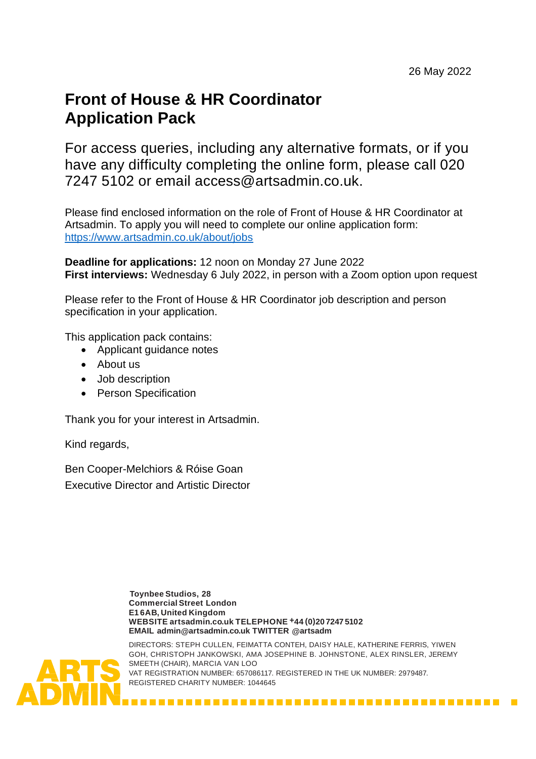26 May 2022

# Front of House & HR Coordinator Application Pack

For access queries, including any alternative formats, or if you have any difficulty completing the online form, please call 020 7247 5102 or email access@artsadmin.co.uk.

Please find enclosed information on the role of Front of House & HR Coordinator at Artsadmin. To apply you will need to complete our online application form: [https://www.artsadmin.co.uk/about/jobs](https://www.artsadmin.co.uk/about/jobs)

**Deadline for applications:** 12 noon on Monday 27 June 2022
**First interviews:** Wednesday 6 July 2022, in person with a Zoom option upon request

Please refer to the Front of House & HR Coordinator job description and person specification in your application.

This application pack contains:

- Applicant guidance notes
- About us
- Job description
- Person Specification

Thank you for your interest in Artsadmin.

Kind regards,

Ben Cooper-Melchiors & Róise Goan
Executive Director and Artistic Director

**Toynbee Studios, 28 Commercial Street London E1 6AB, United Kingdom**
**WEBSITE artsadmin.co.uk TELEPHONE +44 (0)20 7247 5102**
**EMAIL admin@artsadmin.co.uk TWITTER @artsadm**

DIRECTORS: STEPH CULLEN, FEIMATTA CONTEH, DAISY HALE, KATHERINE FERRIS, YIWEN GOH, CHRISTOPH JANKOWSKI, AMA JOSEPHINE B. JOHNSTONE, ALEX RINSLER, JEREMY SMEETH (CHAIR), MARCIA VAN LOO
VAT REGISTRATION NUMBER: 657086117. REGISTERED IN THE UK NUMBER: 2979487.
REGISTERED CHARITY NUMBER: 1044645

ARTS ADMIN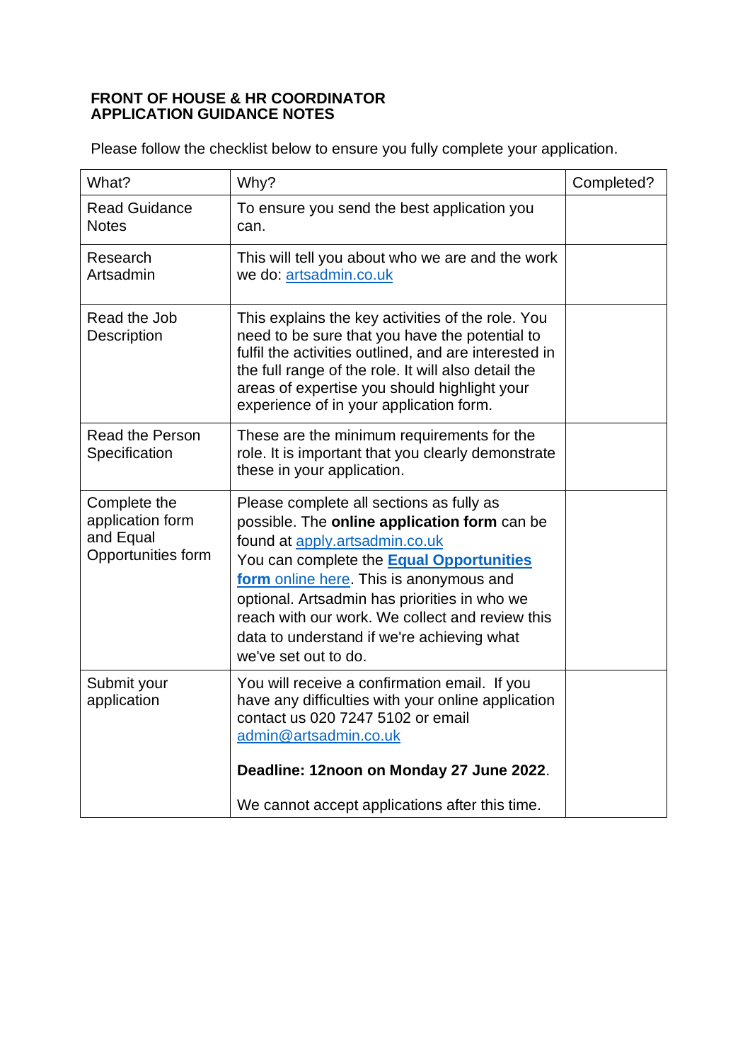# FRONT OF HOUSE & HR COORDINATOR
# APPLICATION GUIDANCE NOTES

Please follow the checklist below to ensure you fully complete your application.

| What? | Why? | Completed? |
| --- | --- | --- |
| Read Guidance Notes | To ensure you send the best application you can. | |
| Research Artsadmin | This will tell you about who we are and the work we do: artsadmin.co.uk | |
| Read the Job Description | This explains the key activities of the role. You need to be sure that you have the potential to fulfil the activities outlined, and are interested in the full range of the role. It will also detail the areas of expertise you should highlight your experience of in your application form. | |
| Read the Person Specification | These are the minimum requirements for the role. It is important that you clearly demonstrate these in your application. | |
| Complete the application form and Equal Opportunities form | Please complete all sections as fully as possible. The **online application form** can be found at apply.artsadmin.co.uk You can complete the **Equal Opportunities form** online here. This is anonymous and optional. Artsadmin has priorities in who we reach with our work. We collect and review this data to understand if we're achieving what we've set out to do. | |
| Submit your application | You will receive a confirmation email. If you have any difficulties with your online application contact us 020 7247 5102 or email admin@artsadmin.co.uk<br><br>**Deadline: 12noon on Monday 27 June 2022**.<br><br>We cannot accept applications after this time. | |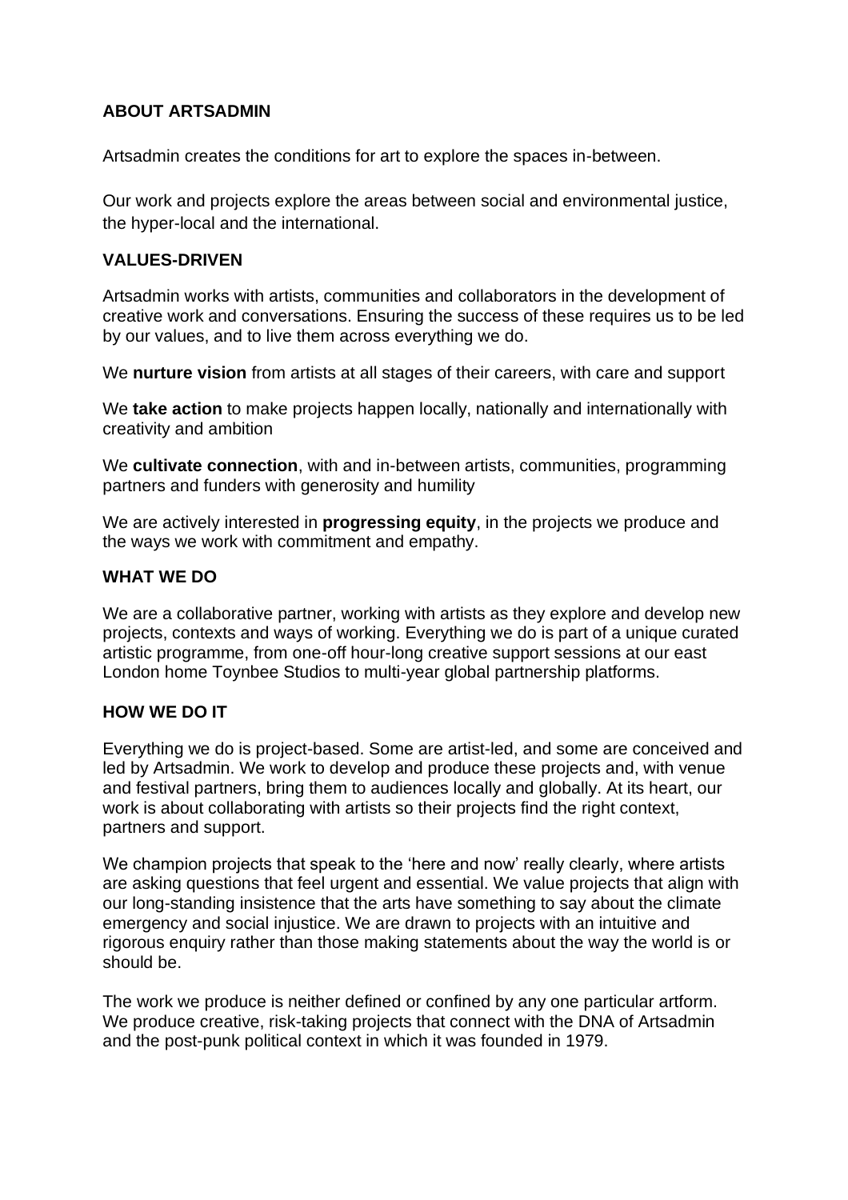## ABOUT ARTSADMIN

Artsadmin creates the conditions for art to explore the spaces in-between.

Our work and projects explore the areas between social and environmental justice, the hyper-local and the international.

## VALUES-DRIVEN

Artsadmin works with artists, communities and collaborators in the development of creative work and conversations. Ensuring the success of these requires us to be led by our values, and to live them across everything we do.

We **nurture vision** from artists at all stages of their careers, with care and support

We **take action** to make projects happen locally, nationally and internationally with creativity and ambition

We **cultivate connection**, with and in-between artists, communities, programming partners and funders with generosity and humility

We are actively interested in **progressing equity**, in the projects we produce and the ways we work with commitment and empathy.

## WHAT WE DO

We are a collaborative partner, working with artists as they explore and develop new projects, contexts and ways of working. Everything we do is part of a unique curated artistic programme, from one-off hour-long creative support sessions at our east London home Toynbee Studios to multi-year global partnership platforms.

## HOW WE DO IT

Everything we do is project-based. Some are artist-led, and some are conceived and led by Artsadmin. We work to develop and produce these projects and, with venue and festival partners, bring them to audiences locally and globally. At its heart, our work is about collaborating with artists so their projects find the right context, partners and support.

We champion projects that speak to the 'here and now' really clearly, where artists are asking questions that feel urgent and essential. We value projects that align with our long-standing insistence that the arts have something to say about the climate emergency and social injustice. We are drawn to projects with an intuitive and rigorous enquiry rather than those making statements about the way the world is or should be.

The work we produce is neither defined or confined by any one particular artform. We produce creative, risk-taking projects that connect with the DNA of Artsadmin and the post-punk political context in which it was founded in 1979.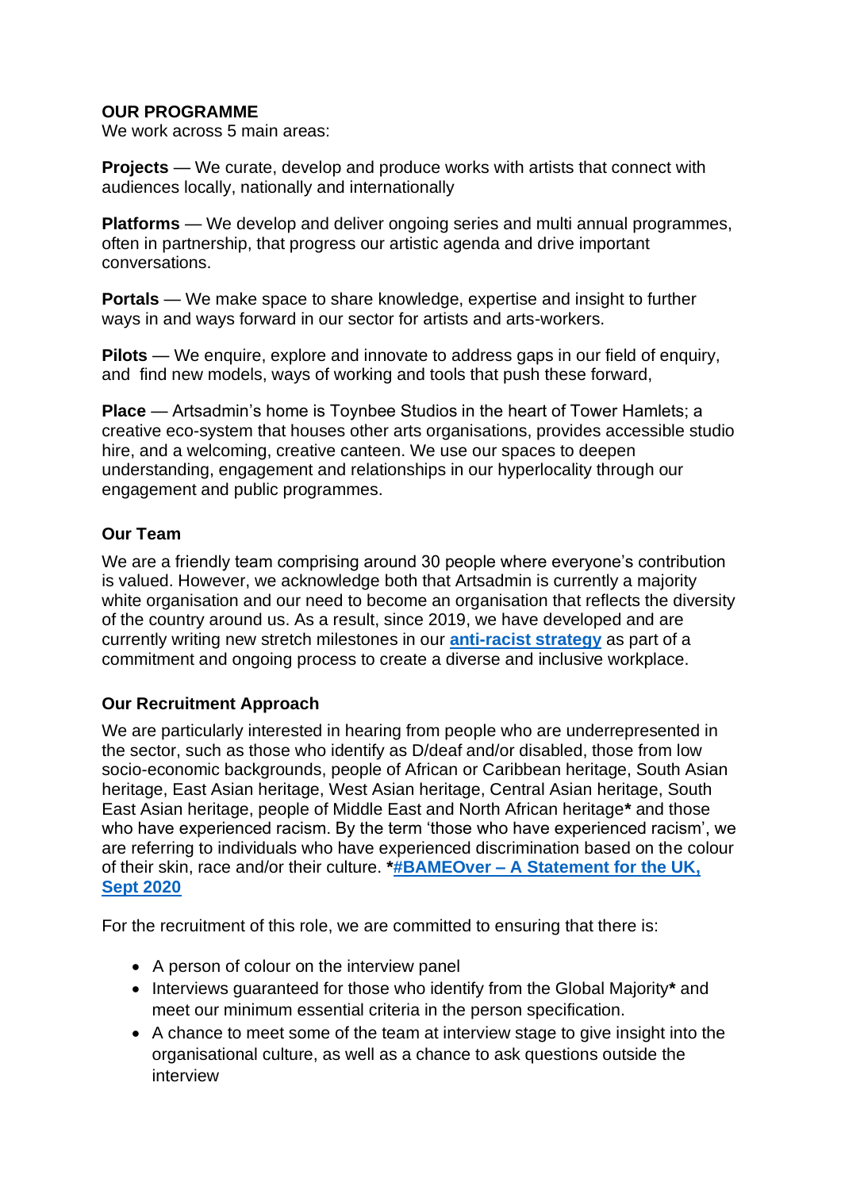## OUR PROGRAMME

We work across 5 main areas:

**Projects** — We curate, develop and produce works with artists that connect with audiences locally, nationally and internationally

**Platforms** — We develop and deliver ongoing series and multi annual programmes, often in partnership, that progress our artistic agenda and drive important conversations.

**Portals** — We make space to share knowledge, expertise and insight to further ways in and ways forward in our sector for artists and arts-workers.

**Pilots** — We enquire, explore and innovate to address gaps in our field of enquiry, and find new models, ways of working and tools that push these forward,

**Place** — Artsadmin's home is Toynbee Studios in the heart of Tower Hamlets; a creative eco-system that houses other arts organisations, provides accessible studio hire, and a welcoming, creative canteen. We use our spaces to deepen understanding, engagement and relationships in our hyperlocality through our engagement and public programmes.

### Our Team

We are a friendly team comprising around 30 people where everyone's contribution is valued. However, we acknowledge both that Artsadmin is currently a majority white organisation and our need to become an organisation that reflects the diversity of the country around us. As a result, since 2019, we have developed and are currently writing new stretch milestones in our **anti-racist strategy** as part of a commitment and ongoing process to create a diverse and inclusive workplace.

### Our Recruitment Approach

We are particularly interested in hearing from people who are underrepresented in the sector, such as those who identify as D/deaf and/or disabled, those from low socio-economic backgrounds, people of African or Caribbean heritage, South Asian heritage, East Asian heritage, West Asian heritage, Central Asian heritage, South East Asian heritage, people of Middle East and North African heritage* and those who have experienced racism. By the term 'those who have experienced racism', we are referring to individuals who have experienced discrimination based on the colour of their skin, race and/or their culture. ***#BAMEOver – A Statement for the UK, Sept 2020**

For the recruitment of this role, we are committed to ensuring that there is:

- A person of colour on the interview panel
- Interviews guaranteed for those who identify from the Global Majority* and meet our minimum essential criteria in the person specification.
- A chance to meet some of the team at interview stage to give insight into the organisational culture, as well as a chance to ask questions outside the interview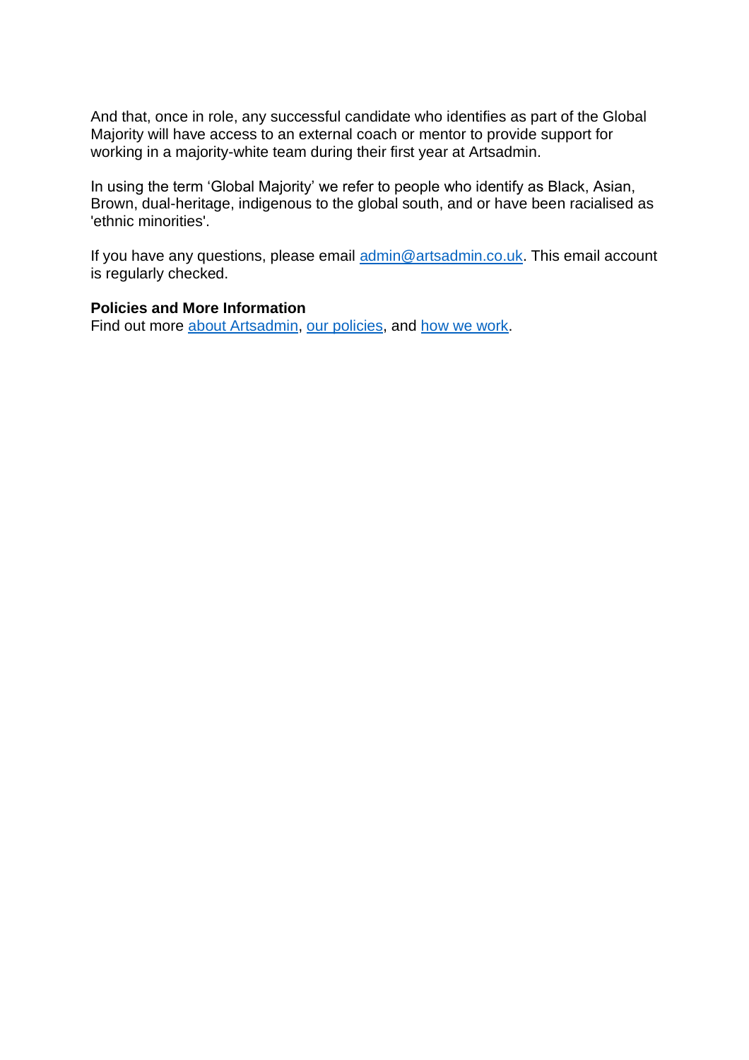And that, once in role, any successful candidate who identifies as part of the Global Majority will have access to an external coach or mentor to provide support for working in a majority-white team during their first year at Artsadmin.

In using the term 'Global Majority' we refer to people who identify as Black, Asian, Brown, dual-heritage, indigenous to the global south, and or have been racialised as 'ethnic minorities'.

If you have any questions, please email admin@artsadmin.co.uk. This email account is regularly checked.

**Policies and More Information**
Find out more about Artsadmin, our policies, and how we work.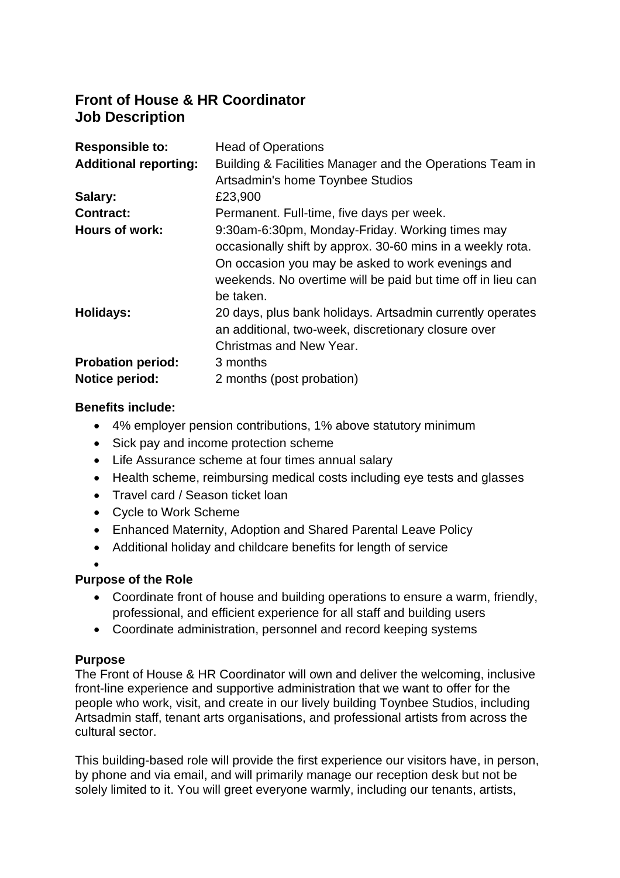# Front of House & HR Coordinator
# Job Description

| | |
|---|---|
| **Responsible to:** | Head of Operations |
| **Additional reporting:** | Building & Facilities Manager and the Operations Team in Artsadmin's home Toynbee Studios |
| **Salary:** | £23,900 |
| **Contract:** | Permanent. Full-time, five days per week. |
| **Hours of work:** | 9:30am-6:30pm, Monday-Friday. Working times may occasionally shift by approx. 30-60 mins in a weekly rota. On occasion you may be asked to work evenings and weekends. No overtime will be paid but time off in lieu can be taken. |
| **Holidays:** | 20 days, plus bank holidays. Artsadmin currently operates an additional, two-week, discretionary closure over Christmas and New Year. |
| **Probation period:** | 3 months |
| **Notice period:** | 2 months (post probation) |

**Benefits include:**

- 4% employer pension contributions, 1% above statutory minimum
- Sick pay and income protection scheme
- Life Assurance scheme at four times annual salary
- Health scheme, reimbursing medical costs including eye tests and glasses
- Travel card / Season ticket loan
- Cycle to Work Scheme
- Enhanced Maternity, Adoption and Shared Parental Leave Policy
- Additional holiday and childcare benefits for length of service

**Purpose of the Role**

- Coordinate front of house and building operations to ensure a warm, friendly, professional, and efficient experience for all staff and building users
- Coordinate administration, personnel and record keeping systems

**Purpose**

The Front of House & HR Coordinator will own and deliver the welcoming, inclusive front-line experience and supportive administration that we want to offer for the people who work, visit, and create in our lively building Toynbee Studios, including Artsadmin staff, tenant arts organisations, and professional artists from across the cultural sector.

This building-based role will provide the first experience our visitors have, in person, by phone and via email, and will primarily manage our reception desk but not be solely limited to it. You will greet everyone warmly, including our tenants, artists,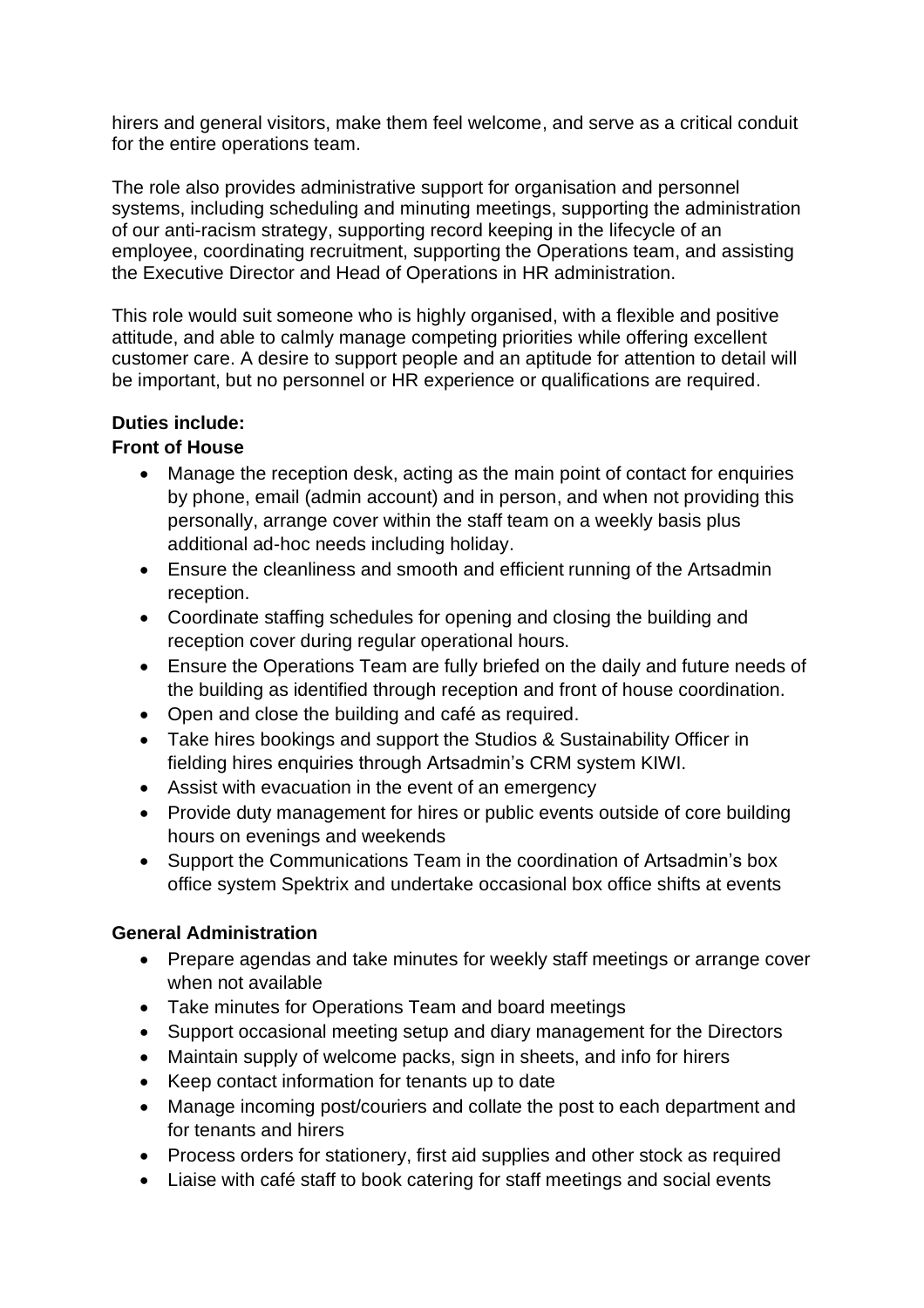hirers and general visitors, make them feel welcome, and serve as a critical conduit for the entire operations team.

The role also provides administrative support for organisation and personnel systems, including scheduling and minuting meetings, supporting the administration of our anti-racism strategy, supporting record keeping in the lifecycle of an employee, coordinating recruitment, supporting the Operations team, and assisting the Executive Director and Head of Operations in HR administration.

This role would suit someone who is highly organised, with a flexible and positive attitude, and able to calmly manage competing priorities while offering excellent customer care. A desire to support people and an aptitude for attention to detail will be important, but no personnel or HR experience or qualifications are required.

**Duties include:**

**Front of House**

- Manage the reception desk, acting as the main point of contact for enquiries by phone, email (admin account) and in person, and when not providing this personally, arrange cover within the staff team on a weekly basis plus additional ad-hoc needs including holiday.
- Ensure the cleanliness and smooth and efficient running of the Artsadmin reception.
- Coordinate staffing schedules for opening and closing the building and reception cover during regular operational hours.
- Ensure the Operations Team are fully briefed on the daily and future needs of the building as identified through reception and front of house coordination.
- Open and close the building and café as required.
- Take hires bookings and support the Studios & Sustainability Officer in fielding hires enquiries through Artsadmin's CRM system KIWI.
- Assist with evacuation in the event of an emergency
- Provide duty management for hires or public events outside of core building hours on evenings and weekends
- Support the Communications Team in the coordination of Artsadmin's box office system Spektrix and undertake occasional box office shifts at events

**General Administration**

- Prepare agendas and take minutes for weekly staff meetings or arrange cover when not available
- Take minutes for Operations Team and board meetings
- Support occasional meeting setup and diary management for the Directors
- Maintain supply of welcome packs, sign in sheets, and info for hirers
- Keep contact information for tenants up to date
- Manage incoming post/couriers and collate the post to each department and for tenants and hirers
- Process orders for stationery, first aid supplies and other stock as required
- Liaise with café staff to book catering for staff meetings and social events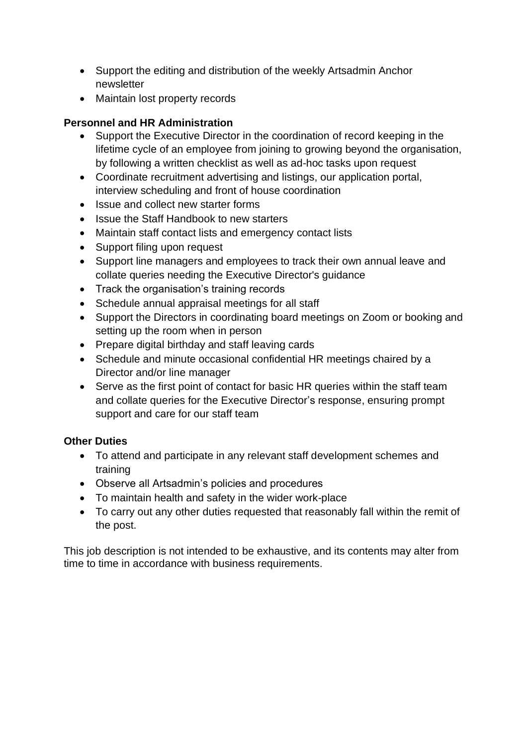- Support the editing and distribution of the weekly Artsadmin Anchor newsletter
- Maintain lost property records

**Personnel and HR Administration**

- Support the Executive Director in the coordination of record keeping in the lifetime cycle of an employee from joining to growing beyond the organisation, by following a written checklist as well as ad-hoc tasks upon request
- Coordinate recruitment advertising and listings, our application portal, interview scheduling and front of house coordination
- Issue and collect new starter forms
- Issue the Staff Handbook to new starters
- Maintain staff contact lists and emergency contact lists
- Support filing upon request
- Support line managers and employees to track their own annual leave and collate queries needing the Executive Director's guidance
- Track the organisation's training records
- Schedule annual appraisal meetings for all staff
- Support the Directors in coordinating board meetings on Zoom or booking and setting up the room when in person
- Prepare digital birthday and staff leaving cards
- Schedule and minute occasional confidential HR meetings chaired by a Director and/or line manager
- Serve as the first point of contact for basic HR queries within the staff team and collate queries for the Executive Director's response, ensuring prompt support and care for our staff team

**Other Duties**

- To attend and participate in any relevant staff development schemes and training
- Observe all Artsadmin's policies and procedures
- To maintain health and safety in the wider work-place
- To carry out any other duties requested that reasonably fall within the remit of the post.

This job description is not intended to be exhaustive, and its contents may alter from time to time in accordance with business requirements.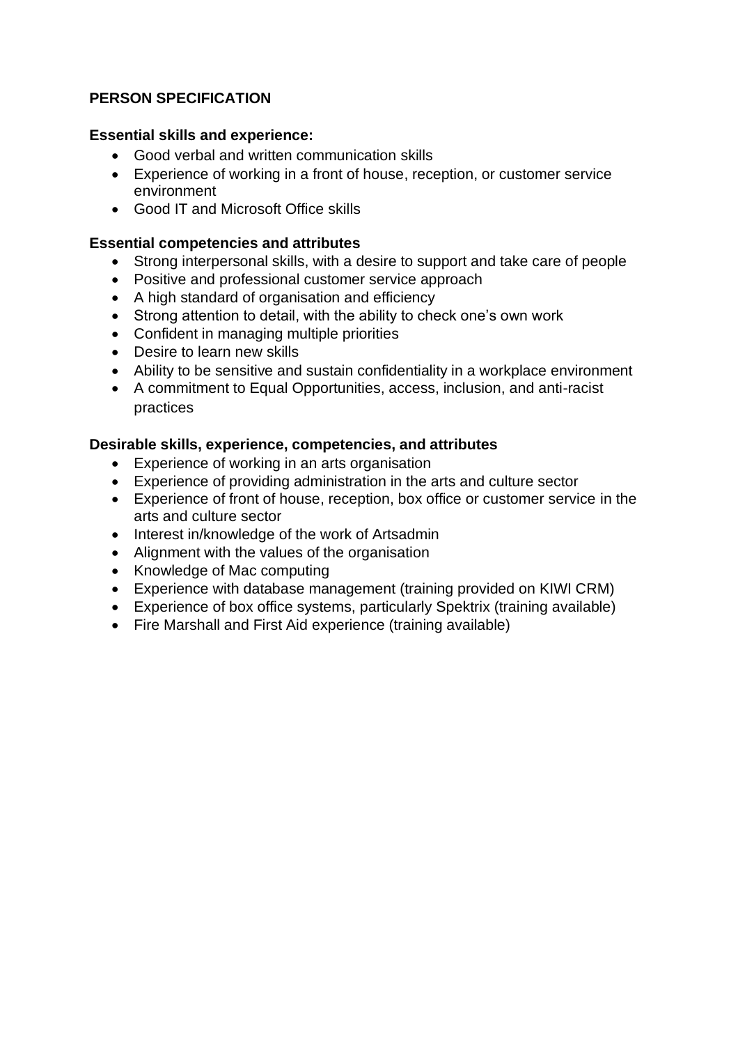**PERSON SPECIFICATION**

**Essential skills and experience:**

- Good verbal and written communication skills
- Experience of working in a front of house, reception, or customer service environment
- Good IT and Microsoft Office skills

**Essential competencies and attributes**

- Strong interpersonal skills, with a desire to support and take care of people
- Positive and professional customer service approach
- A high standard of organisation and efficiency
- Strong attention to detail, with the ability to check one's own work
- Confident in managing multiple priorities
- Desire to learn new skills
- Ability to be sensitive and sustain confidentiality in a workplace environment
- A commitment to Equal Opportunities, access, inclusion, and anti-racist practices

**Desirable skills, experience, competencies, and attributes**

- Experience of working in an arts organisation
- Experience of providing administration in the arts and culture sector
- Experience of front of house, reception, box office or customer service in the arts and culture sector
- Interest in/knowledge of the work of Artsadmin
- Alignment with the values of the organisation
- Knowledge of Mac computing
- Experience with database management (training provided on KIWI CRM)
- Experience of box office systems, particularly Spektrix (training available)
- Fire Marshall and First Aid experience (training available)